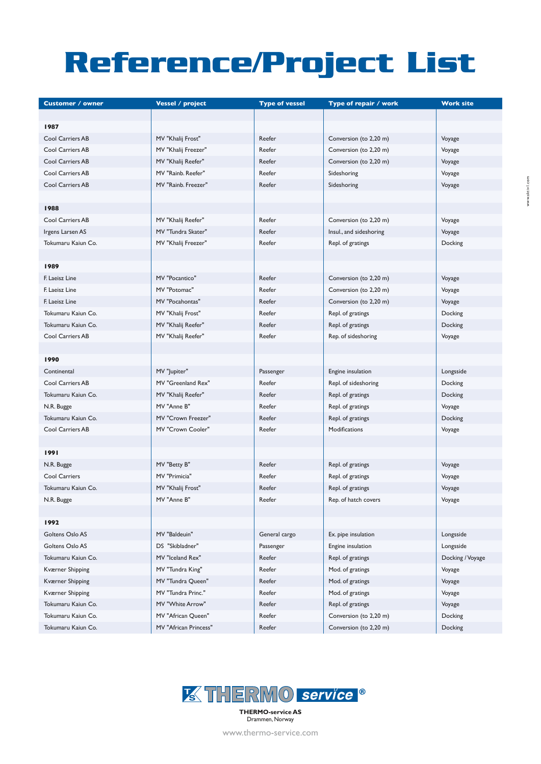# Reference/Project List

| Customer / owner | Vessel / project | Type of vessel | Type of repair / work | Work site |
|---|---|---|---|---|
| **1987** | | | | |
| Cool Carriers AB | MV "Khalij Frost" | Reefer | Conversion (to 2,20 m) | Voyage |
| Cool Carriers AB | MV "Khalij Freezer" | Reefer | Conversion (to 2,20 m) | Voyage |
| Cool Carriers AB | MV "Khalij Reefer" | Reefer | Conversion (to 2,20 m) | Voyage |
| Cool Carriers AB | MV "Rainb. Reefer" | Reefer | Sideshoring | Voyage |
| Cool Carriers AB | MV "Rainb. Freezer" | Reefer | Sideshoring | Voyage |
| **1988** | | | | |
| Cool Carriers AB | MV "Khalij Reefer" | Reefer | Conversion (to 2,20 m) | Voyage |
| Irgens Larsen AS | MV "Tundra Skater" | Reefer | Insul., and sideshoring | Voyage |
| Tokumaru Kaiun Co. | MV "Khalij Freezer" | Reefer | Repl. of gratings | Docking |
| **1989** | | | | |
| F. Laeisz Line | MV "Pocantico" | Reefer | Conversion (to 2,20 m) | Voyage |
| F. Laeisz Line | MV "Potomac" | Reefer | Conversion (to 2,20 m) | Voyage |
| F. Laeisz Line | MV "Pocahontas" | Reefer | Conversion (to 2,20 m) | Voyage |
| Tokumaru Kaiun Co. | MV "Khalij Frost" | Reefer | Repl. of gratings | Docking |
| Tokumaru Kaiun Co. | MV "Khalij Reefer" | Reefer | Repl. of gratings | Docking |
| Cool Carriers AB | MV "Khalij Reefer" | Reefer | Rep. of sideshoring | Voyage |
| **1990** | | | | |
| Continental | MV "Jupiter" | Passenger | Engine insulation | Longsside |
| Cool Carriers AB | MV "Greenland Rex" | Reefer | Repl. of sideshoring | Docking |
| Tokumaru Kaiun Co. | MV "Khalij Reefer" | Reefer | Repl. of gratings | Docking |
| N.R. Bugge | MV "Anne B" | Reefer | Repl. of gratings | Voyage |
| Tokumaru Kaiun Co. | MV "Crown Freezer" | Reefer | Repl. of gratings | Docking |
| Cool Carriers AB | MV "Crown Cooler" | Reefer | Modifications | Voyage |
| **1991** | | | | |
| N.R. Bugge | MV "Betty B" | Reefer | Repl. of gratings | Voyage |
| Cool Carriers | MV "Primicia" | Reefer | Repl. of gratings | Voyage |
| Tokumaru Kaiun Co. | MV "Khalij Frost" | Reefer | Repl. of gratings | Voyage |
| N.R. Bugge | MV "Anne B" | Reefer | Rep. of hatch covers | Voyage |
| **1992** | | | | |
| Goltens Oslo AS | MV "Baldeuin" | General cargo | Ex. pipe insulation | Longsside |
| Goltens Oslo AS | DS "Skibladner" | Passenger | Engine insulation | Longsside |
| Tokumaru Kaiun Co. | MV "Iceland Rex" | Reefer | Repl. of gratings | Docking / Voyage |
| Kværner Shipping | MV "Tundra King" | Reefer | Mod. of gratings | Voyage |
| Kværner Shipping | MV "Tundra Queen" | Reefer | Mod. of gratings | Voyage |
| Kværner Shipping | MV "Tundra Princ." | Reefer | Mod. of gratings | Voyage |
| Tokumaru Kaiun Co. | MV "White Arrow" | Reefer | Repl. of gratings | Voyage |
| Tokumaru Kaiun Co. | MV "African Queen" | Reefer | Conversion (to 2,20 m) | Docking |
| Tokumaru Kaiun Co. | MV "African Princess" | Reefer | Conversion (to 2,20 m) | Docking |

THERMO service®

**THERMO-service AS**
Drammen, Norway

www.thermo-service.com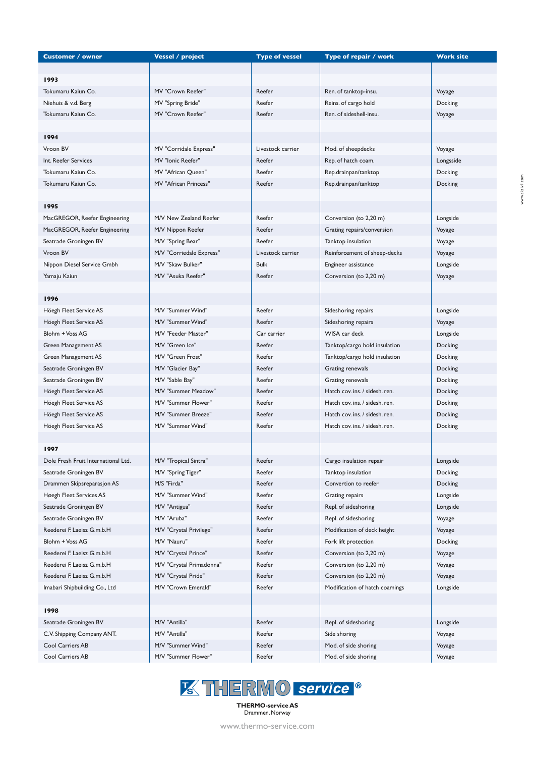| Customer / owner | Vessel / project | Type of vessel | Type of repair / work | Work site |
|---|---|---|---|---|
| **1993** | | | | |
| Tokumaru Kaiun Co. | MV "Crown Reefer" | Reefer | Ren. of tanktop-insu. | Voyage |
| Niehuis & v.d. Berg | MV "Spring Bride" | Reefer | Reins. of cargo hold | Docking |
| Tokumaru Kaiun Co. | MV "Crown Reefer" | Reefer | Ren. of sideshell-insu. | Voyage |
| **1994** | | | | |
| Vroon BV | MV "Corridale Express" | Livestock carrier | Mod. of sheepdecks | Voyage |
| Int. Reefer Services | MV "Ionic Reefer" | Reefer | Rep. of hatch coam. | Longsside |
| Tokumaru Kaiun Co. | MV "African Queen" | Reefer | Rep.drainpan/tanktop | Docking |
| Tokumaru Kaiun Co. | MV "African Princess" | Reefer | Rep.drainpan/tanktop | Docking |
| **1995** | | | | |
| MacGREGOR, Reefer Engineering | M/V New Zealand Reefer | Reefer | Conversion (to 2,20 m) | Longside |
| MacGREGOR, Reefer Engineering | M/V Nippon Reefer | Reefer | Grating repairs/conversion | Voyage |
| Seatrade Groningen BV | M/V "Spring Bear" | Reefer | Tanktop insulation | Voyage |
| Vroon BV | M/V "Corriedale Express" | Livestock carrier | Reinforcement of sheep-decks | Voyage |
| Nippon Diesel Service Gmbh | M/V "Skaw Bulker" | Bulk | Engineer assistance | Longside |
| Yamaju Kaiun | M/V "Asuka Reefer" | Reefer | Conversion (to 2,20 m) | Voyage |
| **1996** | | | | |
| Höegh Fleet Service AS | M/V "Summer Wind" | Reefer | Sideshoring repairs | Longside |
| Höegh Fleet Service AS | M/V "Summer Wind" | Reefer | Sideshoring repairs | Voyage |
| Blohm + Voss AG | M/V "Feeder Master" | Car carrier | WISA car deck | Longside |
| Green Management AS | M/V "Green Ice" | Reefer | Tanktop/cargo hold insulation | Docking |
| Green Management AS | M/V "Green Frost" | Reefer | Tanktop/cargo hold insulation | Docking |
| Seatrade Groningen BV | M/V "Glacier Bay" | Reefer | Grating renewals | Docking |
| Seatrade Groningen BV | M/V "Sable Bay" | Reefer | Grating renewals | Docking |
| Höegh Fleet Service AS | M/V "Summer Meadow" | Reefer | Hatch cov. ins. / sidesh. ren. | Docking |
| Höegh Fleet Service AS | M/V "Summer Flower" | Reefer | Hatch cov. ins. / sidesh. ren. | Docking |
| Höegh Fleet Service AS | M/V "Summer Breeze" | Reefer | Hatch cov. ins. / sidesh. ren. | Docking |
| Höegh Fleet Service AS | M/V "Summer Wind" | Reefer | Hatch cov. ins. / sidesh. ren. | Docking |
| **1997** | | | | |
| Dole Fresh Fruit International Ltd. | M/V "Tropical Sintra" | Reefer | Cargo insulation repair | Longside |
| Seatrade Groningen BV | M/V "Spring Tiger" | Reefer | Tanktop insulation | Docking |
| Drammen Skipsreparasjon AS | M/S "Firda" | Reefer | Convertion to reefer | Docking |
| Høegh Fleet Services AS | M/V "Summer Wind" | Reefer | Grating repairs | Longside |
| Seatrade Groningen BV | M/V "Antigua" | Reefer | Repl. of sideshoring | Longside |
| Seatrade Groningen BV | M/V "Aruba" | Reefer | Repl. of sideshoring | Voyage |
| Reederei F. Laeisz G.m.b.H | M/V "Crystal Privilege" | Reefer | Modification of deck height | Voyage |
| Blohm + Voss AG | M/V "Nauru" | Reefer | Fork lift protection | Docking |
| Reederei F. Laeisz G.m.b.H | M/V "Crystal Prince" | Reefer | Conversion (to 2,20 m) | Voyage |
| Reederei F. Laeisz G.m.b.H | M/V "Crystal Primadonna" | Reefer | Conversion (to 2,20 m) | Voyage |
| Reederei F. Laeisz G.m.b.H | M/V "Crystal Pride" | Reefer | Conversion (to 2,20 m) | Voyage |
| Imabari Shipbuilding Co., Ltd | M/V "Crown Emerald" | Reefer | Modification of hatch coamings | Longside |
| **1998** | | | | |
| Seatrade Groningen BV | M/V "Antilla" | Reefer | Repl. of sideshoring | Longside |
| C.V. Shipping Company ANT. | M/V "Antilla" | Reefer | Side shoring | Voyage |
| Cool Carriers AB | M/V "Summer Wind" | Reefer | Mod. of side shoring | Voyage |
| Cool Carriers AB | M/V "Summer Flower" | Reefer | Mod. of side shoring | Voyage |

THERMO service®

**THERMO-service AS**
Drammen, Norway

www.thermo-service.com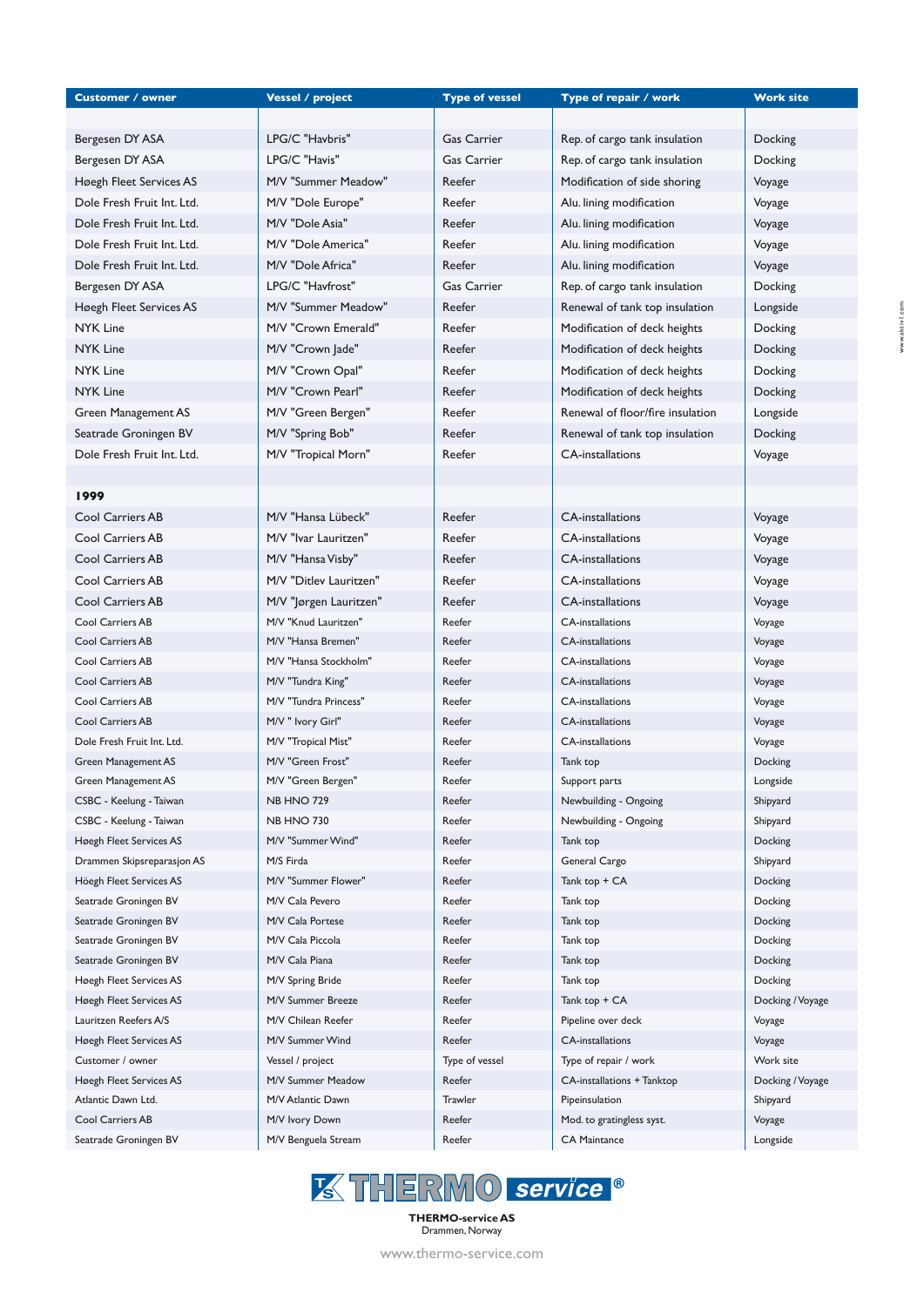| Customer / owner | Vessel / project | Type of vessel | Type of repair / work | Work site |
|---|---|---|---|---|
| | | | | |
| Bergesen DY ASA | LPG/C "Havbris" | Gas Carrier | Rep. of cargo tank insulation | Docking |
| Bergesen DY ASA | LPG/C "Havis" | Gas Carrier | Rep. of cargo tank insulation | Docking |
| Høegh Fleet Services AS | M/V "Summer Meadow" | Reefer | Modification of side shoring | Voyage |
| Dole Fresh Fruit Int. Ltd. | M/V "Dole Europe" | Reefer | Alu. lining modification | Voyage |
| Dole Fresh Fruit Int. Ltd. | M/V "Dole Asia" | Reefer | Alu. lining modification | Voyage |
| Dole Fresh Fruit Int. Ltd. | M/V "Dole America" | Reefer | Alu. lining modification | Voyage |
| Dole Fresh Fruit Int. Ltd. | M/V "Dole Africa" | Reefer | Alu. lining modification | Voyage |
| Bergesen DY ASA | LPG/C "Havfrost" | Gas Carrier | Rep. of cargo tank insulation | Docking |
| Høegh Fleet Services AS | M/V "Summer Meadow" | Reefer | Renewal of tank top insulation | Longside |
| NYK Line | M/V "Crown Emerald" | Reefer | Modification of deck heights | Docking |
| NYK Line | M/V "Crown Jade" | Reefer | Modification of deck heights | Docking |
| NYK Line | M/V "Crown Opal" | Reefer | Modification of deck heights | Docking |
| NYK Line | M/V "Crown Pearl" | Reefer | Modification of deck heights | Docking |
| Green Management AS | M/V "Green Bergen" | Reefer | Renewal of floor/fire insulation | Longside |
| Seatrade Groningen BV | M/V "Spring Bob" | Reefer | Renewal of tank top insulation | Docking |
| Dole Fresh Fruit Int. Ltd. | M/V "Tropical Morn" | Reefer | CA-installations | Voyage |
| | | | | |
| **1999** | | | | |
| Cool Carriers AB | M/V "Hansa Lübeck" | Reefer | CA-installations | Voyage |
| Cool Carriers AB | M/V "Ivar Lauritzen" | Reefer | CA-installations | Voyage |
| Cool Carriers AB | M/V "Hansa Visby" | Reefer | CA-installations | Voyage |
| Cool Carriers AB | M/V "Ditlev Lauritzen" | Reefer | CA-installations | Voyage |
| Cool Carriers AB | M/V "Jørgen Lauritzen" | Reefer | CA-installations | Voyage |
| Cool Carriers AB | M/V "Knud Lauritzen" | Reefer | CA-installations | Voyage |
| Cool Carriers AB | M/V "Hansa Bremen" | Reefer | CA-installations | Voyage |
| Cool Carriers AB | M/V "Hansa Stockholm" | Reefer | CA-installations | Voyage |
| Cool Carriers AB | M/V "Tundra King" | Reefer | CA-installations | Voyage |
| Cool Carriers AB | M/V "Tundra Princess" | Reefer | CA-installations | Voyage |
| Cool Carriers AB | M/V " Ivory Girl" | Reefer | CA-installations | Voyage |
| Dole Fresh Fruit Int. Ltd. | M/V "Tropical Mist" | Reefer | CA-installations | Voyage |
| Green Management AS | M/V "Green Frost" | Reefer | Tank top | Docking |
| Green Management AS | M/V "Green Bergen" | Reefer | Support parts | Longside |
| CSBC - Keelung - Taiwan | NB HNO 729 | Reefer | Newbuilding - Ongoing | Shipyard |
| CSBC - Keelung - Taiwan | NB HNO 730 | Reefer | Newbuilding - Ongoing | Shipyard |
| Høegh Fleet Services AS | M/V "Summer Wind" | Reefer | Tank top | Docking |
| Drammen Skipsreparasjon AS | M/S Firda | Reefer | General Cargo | Shipyard |
| Höegh Fleet Services AS | M/V "Summer Flower" | Reefer | Tank top + CA | Docking |
| Seatrade Groningen BV | M/V Cala Pevero | Reefer | Tank top | Docking |
| Seatrade Groningen BV | M/V Cala Portese | Reefer | Tank top | Docking |
| Seatrade Groningen BV | M/V Cala Piccola | Reefer | Tank top | Docking |
| Seatrade Groningen BV | M/V Cala Piana | Reefer | Tank top | Docking |
| Høegh Fleet Services AS | M/V Spring Bride | Reefer | Tank top | Docking |
| Høegh Fleet Services AS | M/V Summer Breeze | Reefer | Tank top + CA | Docking / Voyage |
| Lauritzen Reefers A/S | M/V Chilean Reefer | Reefer | Pipeline over deck | Voyage |
| Høegh Fleet Services AS | M/V Summer Wind | Reefer | CA-installations | Voyage |
| Customer / owner | Vessel / project | Type of vessel | Type of repair / work | Work site |
| Høegh Fleet Services AS | M/V Summer Meadow | Reefer | CA-installations + Tanktop | Docking / Voyage |
| Atlantic Dawn Ltd. | M/V Atlantic Dawn | Trawler | Pipeinsulation | Shipyard |
| Cool Carriers AB | M/V Ivory Down | Reefer | Mod. to gratingless syst. | Voyage |
| Seatrade Groningen BV | M/V Benguela Stream | Reefer | CA Maintance | Longside |

THERMO service®

**THERMO-service AS**
Drammen, Norway

www.thermo-service.com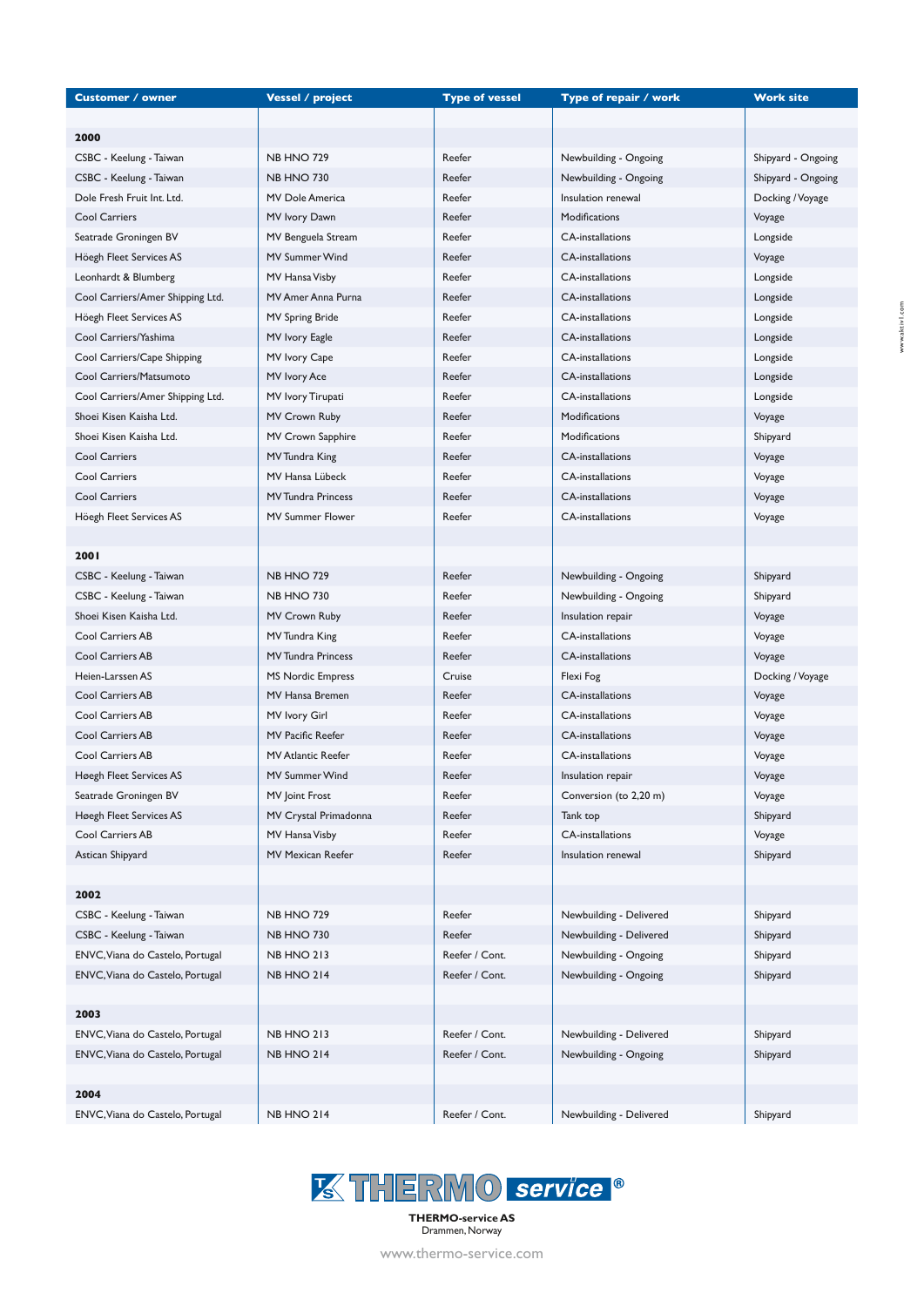| Customer / owner | Vessel / project | Type of vessel | Type of repair / work | Work site |
|---|---|---|---|---|
| **2000** | | | | |
| CSBC - Keelung - Taiwan | NB HNO 729 | Reefer | Newbuilding - Ongoing | Shipyard - Ongoing |
| CSBC - Keelung - Taiwan | NB HNO 730 | Reefer | Newbuilding - Ongoing | Shipyard - Ongoing |
| Dole Fresh Fruit Int. Ltd. | MV Dole America | Reefer | Insulation renewal | Docking / Voyage |
| Cool Carriers | MV Ivory Dawn | Reefer | Modifications | Voyage |
| Seatrade Groningen BV | MV Benguela Stream | Reefer | CA-installations | Longside |
| Höegh Fleet Services AS | MV Summer Wind | Reefer | CA-installations | Voyage |
| Leonhardt & Blumberg | MV Hansa Visby | Reefer | CA-installations | Longside |
| Cool Carriers/Amer Shipping Ltd. | MV Amer Anna Purna | Reefer | CA-installations | Longside |
| Höegh Fleet Services AS | MV Spring Bride | Reefer | CA-installations | Longside |
| Cool Carriers/Yashima | MV Ivory Eagle | Reefer | CA-installations | Longside |
| Cool Carriers/Cape Shipping | MV Ivory Cape | Reefer | CA-installations | Longside |
| Cool Carriers/Matsumoto | MV Ivory Ace | Reefer | CA-installations | Longside |
| Cool Carriers/Amer Shipping Ltd. | MV Ivory Tirupati | Reefer | CA-installations | Longside |
| Shoei Kisen Kaisha Ltd. | MV Crown Ruby | Reefer | Modifications | Voyage |
| Shoei Kisen Kaisha Ltd. | MV Crown Sapphire | Reefer | Modifications | Shipyard |
| Cool Carriers | MV Tundra King | Reefer | CA-installations | Voyage |
| Cool Carriers | MV Hansa Lübeck | Reefer | CA-installations | Voyage |
| Cool Carriers | MV Tundra Princess | Reefer | CA-installations | Voyage |
| Höegh Fleet Services AS | MV Summer Flower | Reefer | CA-installations | Voyage |
| **2001** | | | | |
| CSBC - Keelung - Taiwan | NB HNO 729 | Reefer | Newbuilding - Ongoing | Shipyard |
| CSBC - Keelung - Taiwan | NB HNO 730 | Reefer | Newbuilding - Ongoing | Shipyard |
| Shoei Kisen Kaisha Ltd. | MV Crown Ruby | Reefer | Insulation repair | Voyage |
| Cool Carriers AB | MV Tundra King | Reefer | CA-installations | Voyage |
| Cool Carriers AB | MV Tundra Princess | Reefer | CA-installations | Voyage |
| Heien-Larssen AS | MS Nordic Empress | Cruise | Flexi Fog | Docking / Voyage |
| Cool Carriers AB | MV Hansa Bremen | Reefer | CA-installations | Voyage |
| Cool Carriers AB | MV Ivory Girl | Reefer | CA-installations | Voyage |
| Cool Carriers AB | MV Pacific Reefer | Reefer | CA-installations | Voyage |
| Cool Carriers AB | MV Atlantic Reefer | Reefer | CA-installations | Voyage |
| Høegh Fleet Services AS | MV Summer Wind | Reefer | Insulation repair | Voyage |
| Seatrade Groningen BV | MV Joint Frost | Reefer | Conversion (to 2,20 m) | Voyage |
| Høegh Fleet Services AS | MV Crystal Primadonna | Reefer | Tank top | Shipyard |
| Cool Carriers AB | MV Hansa Visby | Reefer | CA-installations | Voyage |
| Astican Shipyard | MV Mexican Reefer | Reefer | Insulation renewal | Shipyard |
| **2002** | | | | |
| CSBC - Keelung - Taiwan | NB HNO 729 | Reefer | Newbuilding - Delivered | Shipyard |
| CSBC - Keelung - Taiwan | NB HNO 730 | Reefer | Newbuilding - Delivered | Shipyard |
| ENVC, Viana do Castelo, Portugal | NB HNO 213 | Reefer / Cont. | Newbuilding - Ongoing | Shipyard |
| ENVC, Viana do Castelo, Portugal | NB HNO 214 | Reefer / Cont. | Newbuilding - Ongoing | Shipyard |
| **2003** | | | | |
| ENVC, Viana do Castelo, Portugal | NB HNO 213 | Reefer / Cont. | Newbuilding - Delivered | Shipyard |
| ENVC, Viana do Castelo, Portugal | NB HNO 214 | Reefer / Cont. | Newbuilding - Ongoing | Shipyard |
| **2004** | | | | |
| ENVC, Viana do Castelo, Portugal | NB HNO 214 | Reefer / Cont. | Newbuilding - Delivered | Shipyard |

THERMO service®

**THERMO-service AS**
Drammen, Norway

www.thermo-service.com